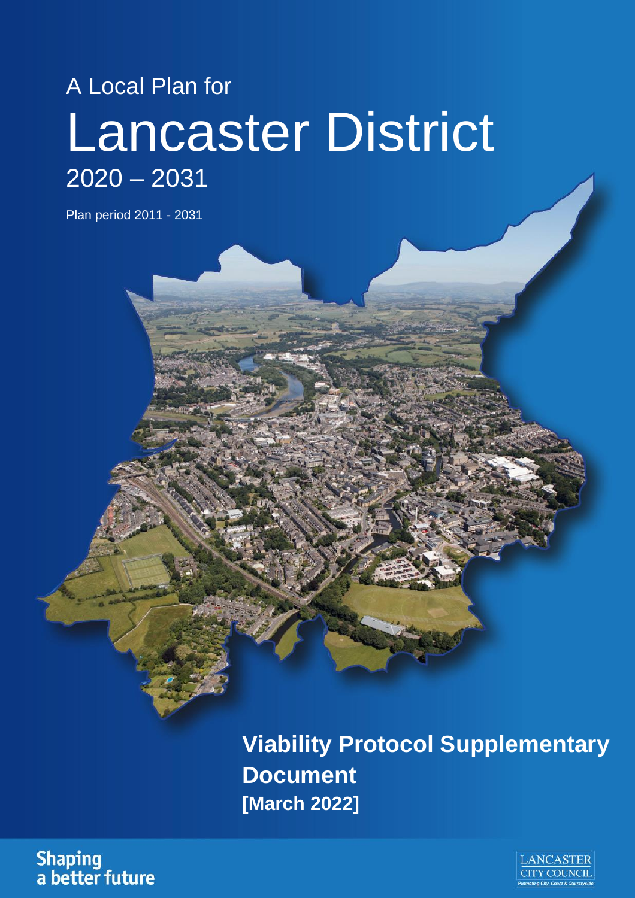A Local Plan for

# Lancaster District

2020 – 2031

Plan period 2011 - 2031

## Viability Protocol Supplementary Document

**[March 2022]**

Shaping a better future

LANCASTER CITY COUNCIL

*Promoting City, Coast & Countryside*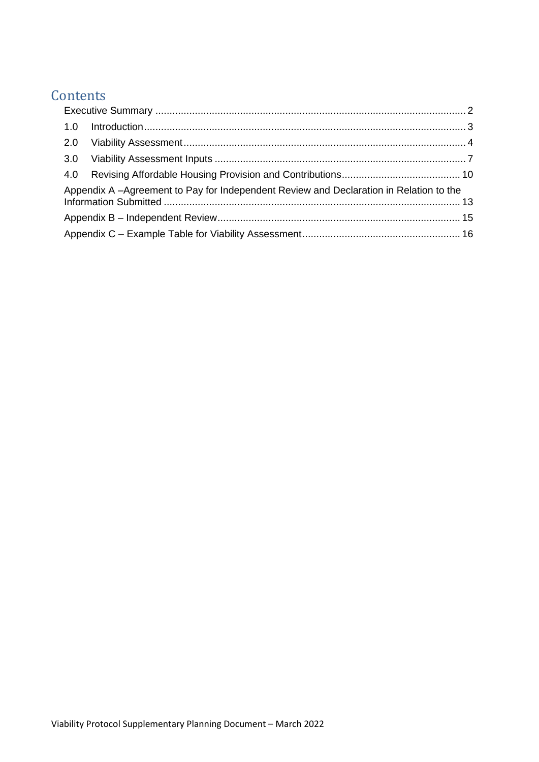# Contents

Executive Summary .......................................................................................................... 2

1.0 Introduction .................................................................................................................. 3

2.0 Viability Assessment ..................................................................................................... 4

3.0 Viability Assessment Inputs ........................................................................................... 7

4.0 Revising Affordable Housing Provision and Contributions ............................................ 10

Appendix A –Agreement to Pay for Independent Review and Declaration in Relation to the Information Submitted ........................................................................................................ 13

Appendix B – Independent Review ...................................................................................... 15

Appendix C – Example Table for Viability Assessment ......................................................... 16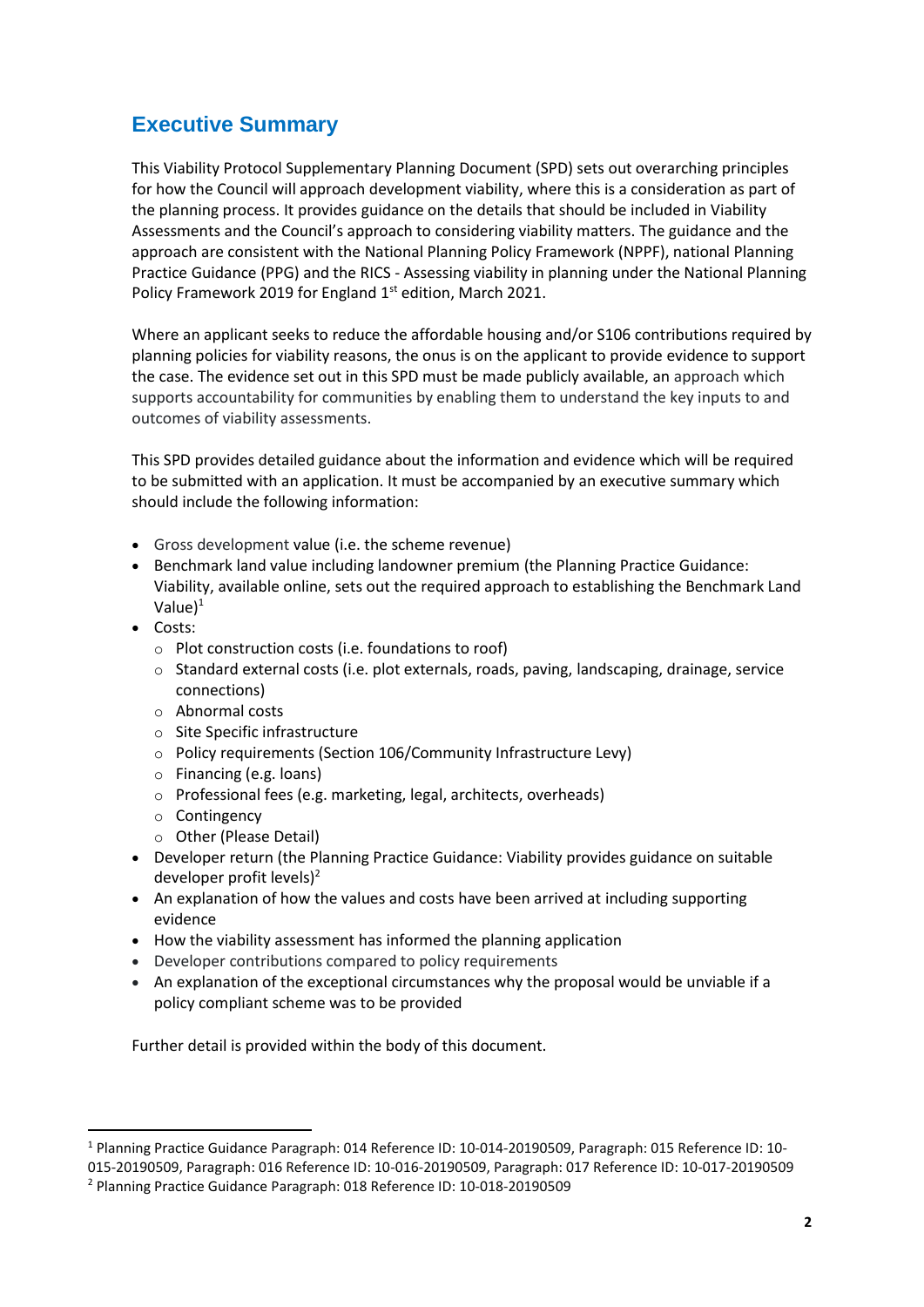## Executive Summary

This Viability Protocol Supplementary Planning Document (SPD) sets out overarching principles for how the Council will approach development viability, where this is a consideration as part of the planning process. It provides guidance on the details that should be included in Viability Assessments and the Council's approach to considering viability matters. The guidance and the approach are consistent with the National Planning Policy Framework (NPPF), national Planning Practice Guidance (PPG) and the RICS - Assessing viability in planning under the National Planning Policy Framework 2019 for England 1st edition, March 2021.

Where an applicant seeks to reduce the affordable housing and/or S106 contributions required by planning policies for viability reasons, the onus is on the applicant to provide evidence to support the case. The evidence set out in this SPD must be made publicly available, an approach which supports accountability for communities by enabling them to understand the key inputs to and outcomes of viability assessments.

This SPD provides detailed guidance about the information and evidence which will be required to be submitted with an application. It must be accompanied by an executive summary which should include the following information:

- Gross development value (i.e. the scheme revenue)
- Benchmark land value including landowner premium (the Planning Practice Guidance: Viability, available online, sets out the required approach to establishing the Benchmark Land Value)[1]
- Costs:
  - Plot construction costs (i.e. foundations to roof)
  - Standard external costs (i.e. plot externals, roads, paving, landscaping, drainage, service connections)
  - Abnormal costs
  - Site Specific infrastructure
  - Policy requirements (Section 106/Community Infrastructure Levy)
  - Financing (e.g. loans)
  - Professional fees (e.g. marketing, legal, architects, overheads)
  - Contingency
  - Other (Please Detail)
- Developer return (the Planning Practice Guidance: Viability provides guidance on suitable developer profit levels)[2]
- An explanation of how the values and costs have been arrived at including supporting evidence
- How the viability assessment has informed the planning application
- Developer contributions compared to policy requirements
- An explanation of the exceptional circumstances why the proposal would be unviable if a policy compliant scheme was to be provided

Further detail is provided within the body of this document.

---

[1] Planning Practice Guidance Paragraph: 014 Reference ID: 10-014-20190509, Paragraph: 015 Reference ID: 10-015-20190509, Paragraph: 016 Reference ID: 10-016-20190509, Paragraph: 017 Reference ID: 10-017-20190509

[2] Planning Practice Guidance Paragraph: 018 Reference ID: 10-018-20190509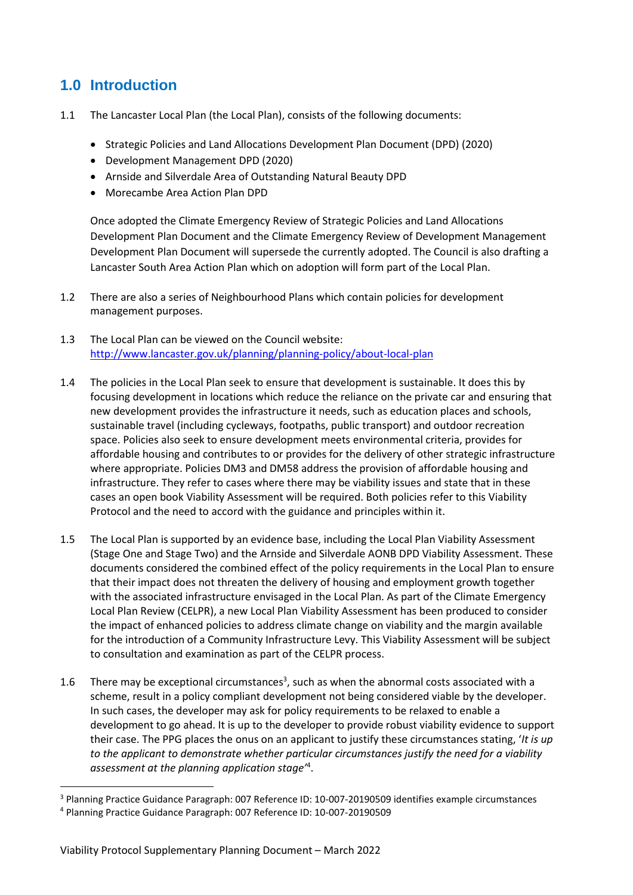## 1.0 Introduction

1.1 The Lancaster Local Plan (the Local Plan), consists of the following documents:

- Strategic Policies and Land Allocations Development Plan Document (DPD) (2020)
- Development Management DPD (2020)
- Arnside and Silverdale Area of Outstanding Natural Beauty DPD
- Morecambe Area Action Plan DPD

Once adopted the Climate Emergency Review of Strategic Policies and Land Allocations Development Plan Document and the Climate Emergency Review of Development Management Development Plan Document will supersede the currently adopted. The Council is also drafting a Lancaster South Area Action Plan which on adoption will form part of the Local Plan.

1.2 There are also a series of Neighbourhood Plans which contain policies for development management purposes.

1.3 The Local Plan can be viewed on the Council website: [http://www.lancaster.gov.uk/planning/planning-policy/about-local-plan](http://www.lancaster.gov.uk/planning/planning-policy/about-local-plan)

1.4 The policies in the Local Plan seek to ensure that development is sustainable. It does this by focusing development in locations which reduce the reliance on the private car and ensuring that new development provides the infrastructure it needs, such as education places and schools, sustainable travel (including cycleways, footpaths, public transport) and outdoor recreation space. Policies also seek to ensure development meets environmental criteria, provides for affordable housing and contributes to or provides for the delivery of other strategic infrastructure where appropriate. Policies DM3 and DM58 address the provision of affordable housing and infrastructure. They refer to cases where there may be viability issues and state that in these cases an open book Viability Assessment will be required. Both policies refer to this Viability Protocol and the need to accord with the guidance and principles within it.

1.5 The Local Plan is supported by an evidence base, including the Local Plan Viability Assessment (Stage One and Stage Two) and the Arnside and Silverdale AONB DPD Viability Assessment. These documents considered the combined effect of the policy requirements in the Local Plan to ensure that their impact does not threaten the delivery of housing and employment growth together with the associated infrastructure envisaged in the Local Plan. As part of the Climate Emergency Local Plan Review (CELPR), a new Local Plan Viability Assessment has been produced to consider the impact of enhanced policies to address climate change on viability and the margin available for the introduction of a Community Infrastructure Levy. This Viability Assessment will be subject to consultation and examination as part of the CELPR process.

1.6 There may be exceptional circumstances[3], such as when the abnormal costs associated with a scheme, result in a policy compliant development not being considered viable by the developer. In such cases, the developer may ask for policy requirements to be relaxed to enable a development to go ahead. It is up to the developer to provide robust viability evidence to support their case. The PPG places the onus on an applicant to justify these circumstances stating, '*It is up to the applicant to demonstrate whether particular circumstances justify the need for a viability assessment at the planning application stage*'[4].

[3] Planning Practice Guidance Paragraph: 007 Reference ID: 10-007-20190509 identifies example circumstances

[4] Planning Practice Guidance Paragraph: 007 Reference ID: 10-007-20190509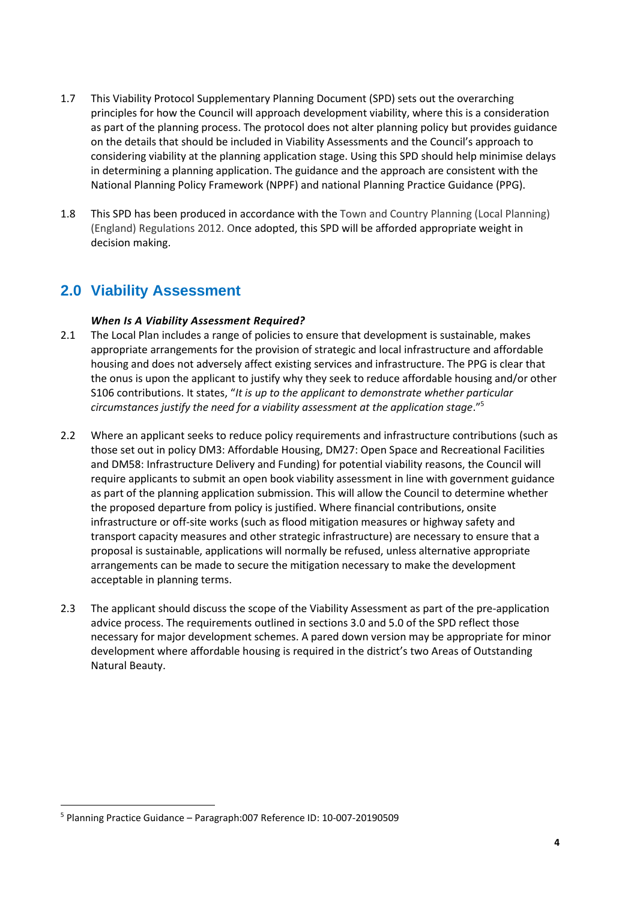1.7 This Viability Protocol Supplementary Planning Document (SPD) sets out the overarching principles for how the Council will approach development viability, where this is a consideration as part of the planning process. The protocol does not alter planning policy but provides guidance on the details that should be included in Viability Assessments and the Council's approach to considering viability at the planning application stage. Using this SPD should help minimise delays in determining a planning application. The guidance and the approach are consistent with the National Planning Policy Framework (NPPF) and national Planning Practice Guidance (PPG).

1.8 This SPD has been produced in accordance with the Town and Country Planning (Local Planning) (England) Regulations 2012. Once adopted, this SPD will be afforded appropriate weight in decision making.

## 2.0 Viability Assessment

***When Is A Viability Assessment Required?***

2.1 The Local Plan includes a range of policies to ensure that development is sustainable, makes appropriate arrangements for the provision of strategic and local infrastructure and affordable housing and does not adversely affect existing services and infrastructure. The PPG is clear that the onus is upon the applicant to justify why they seek to reduce affordable housing and/or other S106 contributions. It states, "*It is up to the applicant to demonstrate whether particular circumstances justify the need for a viability assessment at the application stage*."[5]

2.2 Where an applicant seeks to reduce policy requirements and infrastructure contributions (such as those set out in policy DM3: Affordable Housing, DM27: Open Space and Recreational Facilities and DM58: Infrastructure Delivery and Funding) for potential viability reasons, the Council will require applicants to submit an open book viability assessment in line with government guidance as part of the planning application submission. This will allow the Council to determine whether the proposed departure from policy is justified. Where financial contributions, onsite infrastructure or off-site works (such as flood mitigation measures or highway safety and transport capacity measures and other strategic infrastructure) are necessary to ensure that a proposal is sustainable, applications will normally be refused, unless alternative appropriate arrangements can be made to secure the mitigation necessary to make the development acceptable in planning terms.

2.3 The applicant should discuss the scope of the Viability Assessment as part of the pre-application advice process. The requirements outlined in sections 3.0 and 5.0 of the SPD reflect those necessary for major development schemes. A pared down version may be appropriate for minor development where affordable housing is required in the district's two Areas of Outstanding Natural Beauty.

---

[5] Planning Practice Guidance – Paragraph:007 Reference ID: 10-007-20190509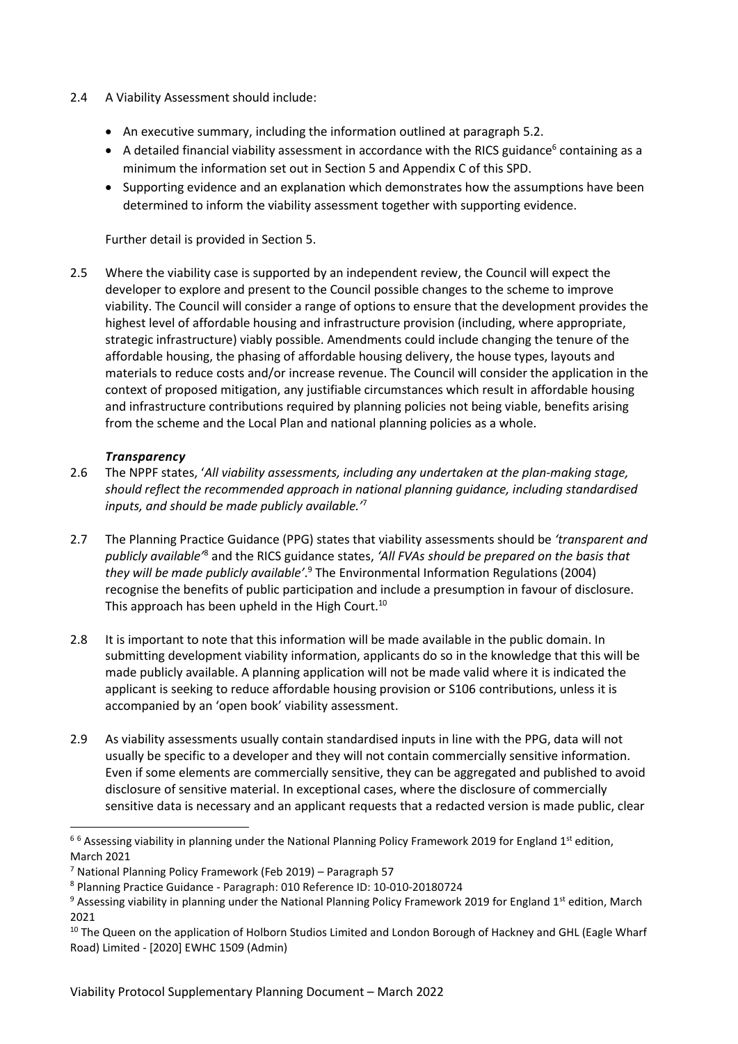2.4 A Viability Assessment should include:

- An executive summary, including the information outlined at paragraph 5.2.
- A detailed financial viability assessment in accordance with the RICS guidance[6] containing as a minimum the information set out in Section 5 and Appendix C of this SPD.
- Supporting evidence and an explanation which demonstrates how the assumptions have been determined to inform the viability assessment together with supporting evidence.

Further detail is provided in Section 5.

2.5 Where the viability case is supported by an independent review, the Council will expect the developer to explore and present to the Council possible changes to the scheme to improve viability. The Council will consider a range of options to ensure that the development provides the highest level of affordable housing and infrastructure provision (including, where appropriate, strategic infrastructure) viably possible. Amendments could include changing the tenure of the affordable housing, the phasing of affordable housing delivery, the house types, layouts and materials to reduce costs and/or increase revenue. The Council will consider the application in the context of proposed mitigation, any justifiable circumstances which result in affordable housing and infrastructure contributions required by planning policies not being viable, benefits arising from the scheme and the Local Plan and national planning policies as a whole.

### *Transparency*

2.6 The NPPF states, '*All viability assessments, including any undertaken at the plan-making stage, should reflect the recommended approach in national planning guidance, including standardised inputs, and should be made publicly available.*'[7]

2.7 The Planning Practice Guidance (PPG) states that viability assessments should be *'transparent and publicly available'*[8] and the RICS guidance states, *'All FVAs should be prepared on the basis that they will be made publicly available'*.[9] The Environmental Information Regulations (2004) recognise the benefits of public participation and include a presumption in favour of disclosure. This approach has been upheld in the High Court.[10]

2.8 It is important to note that this information will be made available in the public domain. In submitting development viability information, applicants do so in the knowledge that this will be made publicly available. A planning application will not be made valid where it is indicated the applicant is seeking to reduce affordable housing provision or S106 contributions, unless it is accompanied by an 'open book' viability assessment.

2.9 As viability assessments usually contain standardised inputs in line with the PPG, data will not usually be specific to a developer and they will not contain commercially sensitive information. Even if some elements are commercially sensitive, they can be aggregated and published to avoid disclosure of sensitive material. In exceptional cases, where the disclosure of commercially sensitive data is necessary and an applicant requests that a redacted version is made public, clear

---

[6] [6] Assessing viability in planning under the National Planning Policy Framework 2019 for England 1st edition, March 2021

[7] National Planning Policy Framework (Feb 2019) – Paragraph 57

[8] Planning Practice Guidance - Paragraph: 010 Reference ID: 10-010-20180724

[9] Assessing viability in planning under the National Planning Policy Framework 2019 for England 1st edition, March 2021

[10] The Queen on the application of Holborn Studios Limited and London Borough of Hackney and GHL (Eagle Wharf Road) Limited - [2020] EWHC 1509 (Admin)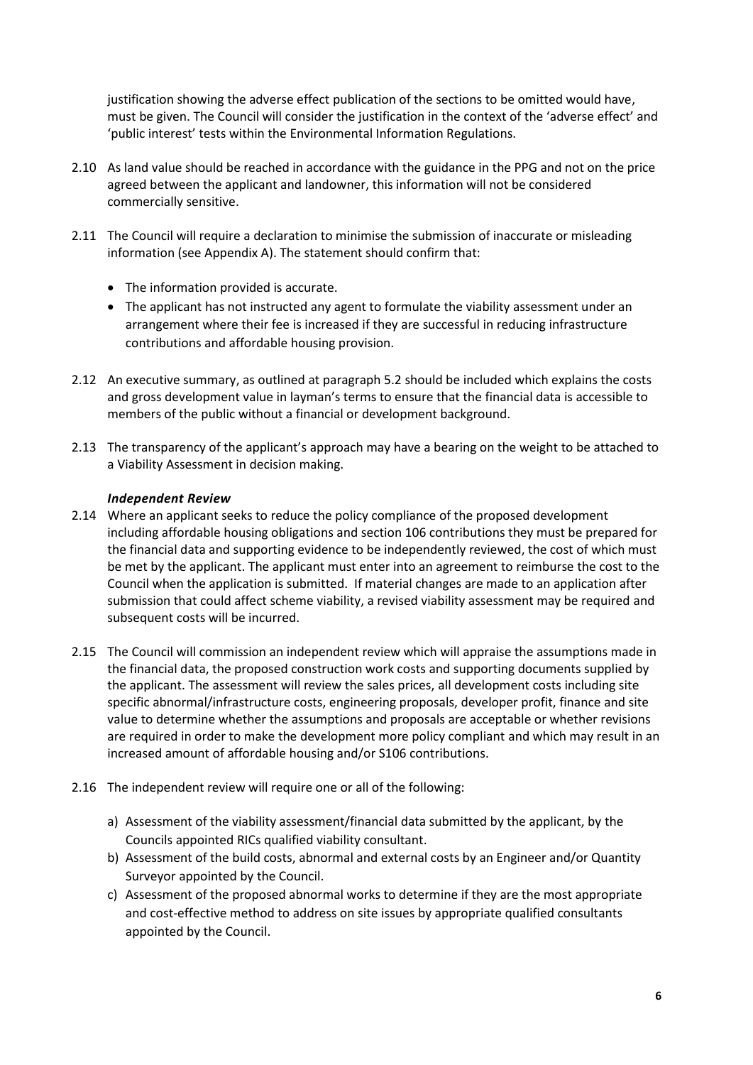justification showing the adverse effect publication of the sections to be omitted would have, must be given. The Council will consider the justification in the context of the 'adverse effect' and 'public interest' tests within the Environmental Information Regulations.

2.10 As land value should be reached in accordance with the guidance in the PPG and not on the price agreed between the applicant and landowner, this information will not be considered commercially sensitive.

2.11 The Council will require a declaration to minimise the submission of inaccurate or misleading information (see Appendix A). The statement should confirm that:

- The information provided is accurate.
- The applicant has not instructed any agent to formulate the viability assessment under an arrangement where their fee is increased if they are successful in reducing infrastructure contributions and affordable housing provision.

2.12 An executive summary, as outlined at paragraph 5.2 should be included which explains the costs and gross development value in layman's terms to ensure that the financial data is accessible to members of the public without a financial or development background.

2.13 The transparency of the applicant's approach may have a bearing on the weight to be attached to a Viability Assessment in decision making.

***Independent Review***

2.14 Where an applicant seeks to reduce the policy compliance of the proposed development including affordable housing obligations and section 106 contributions they must be prepared for the financial data and supporting evidence to be independently reviewed, the cost of which must be met by the applicant. The applicant must enter into an agreement to reimburse the cost to the Council when the application is submitted. If material changes are made to an application after submission that could affect scheme viability, a revised viability assessment may be required and subsequent costs will be incurred.

2.15 The Council will commission an independent review which will appraise the assumptions made in the financial data, the proposed construction work costs and supporting documents supplied by the applicant. The assessment will review the sales prices, all development costs including site specific abnormal/infrastructure costs, engineering proposals, developer profit, finance and site value to determine whether the assumptions and proposals are acceptable or whether revisions are required in order to make the development more policy compliant and which may result in an increased amount of affordable housing and/or S106 contributions.

2.16 The independent review will require one or all of the following:

a) Assessment of the viability assessment/financial data submitted by the applicant, by the Councils appointed RICs qualified viability consultant.
b) Assessment of the build costs, abnormal and external costs by an Engineer and/or Quantity Surveyor appointed by the Council.
c) Assessment of the proposed abnormal works to determine if they are the most appropriate and cost-effective method to address on site issues by appropriate qualified consultants appointed by the Council.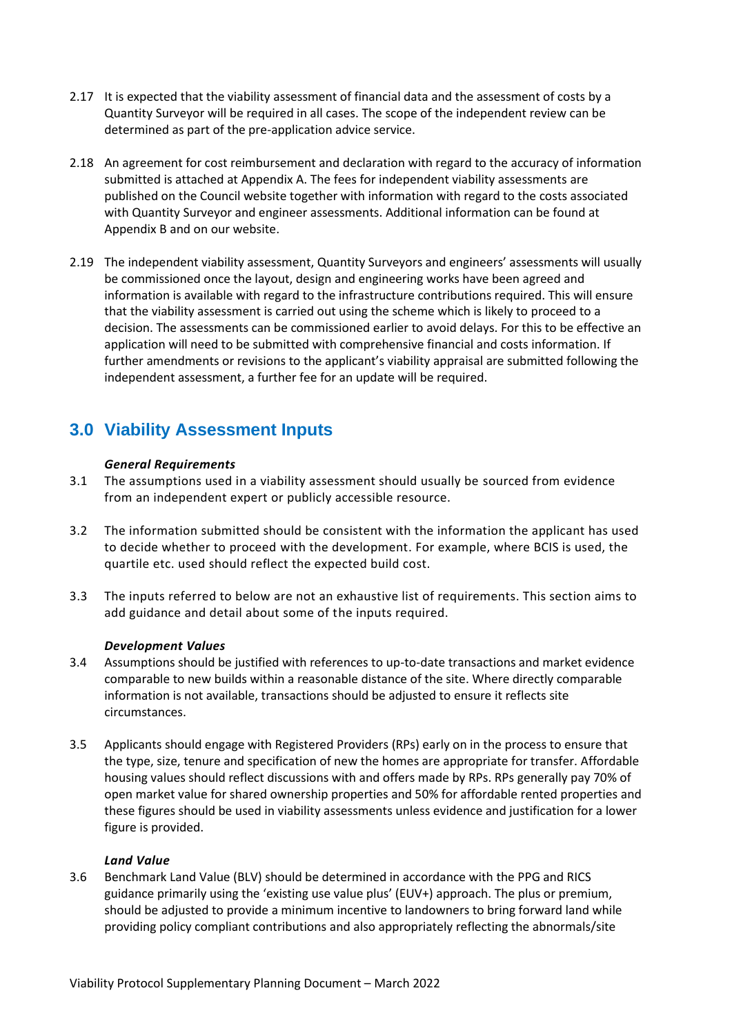2.17 It is expected that the viability assessment of financial data and the assessment of costs by a Quantity Surveyor will be required in all cases. The scope of the independent review can be determined as part of the pre-application advice service.

2.18 An agreement for cost reimbursement and declaration with regard to the accuracy of information submitted is attached at Appendix A. The fees for independent viability assessments are published on the Council website together with information with regard to the costs associated with Quantity Surveyor and engineer assessments. Additional information can be found at Appendix B and on our website.

2.19 The independent viability assessment, Quantity Surveyors and engineers' assessments will usually be commissioned once the layout, design and engineering works have been agreed and information is available with regard to the infrastructure contributions required. This will ensure that the viability assessment is carried out using the scheme which is likely to proceed to a decision. The assessments can be commissioned earlier to avoid delays. For this to be effective an application will need to be submitted with comprehensive financial and costs information. If further amendments or revisions to the applicant's viability appraisal are submitted following the independent assessment, a further fee for an update will be required.

## 3.0 Viability Assessment Inputs

***General Requirements***

3.1 The assumptions used in a viability assessment should usually be sourced from evidence from an independent expert or publicly accessible resource.

3.2 The information submitted should be consistent with the information the applicant has used to decide whether to proceed with the development. For example, where BCIS is used, the quartile etc. used should reflect the expected build cost.

3.3 The inputs referred to below are not an exhaustive list of requirements. This section aims to add guidance and detail about some of the inputs required.

***Development Values***

3.4 Assumptions should be justified with references to up-to-date transactions and market evidence comparable to new builds within a reasonable distance of the site. Where directly comparable information is not available, transactions should be adjusted to ensure it reflects site circumstances.

3.5 Applicants should engage with Registered Providers (RPs) early on in the process to ensure that the type, size, tenure and specification of new the homes are appropriate for transfer. Affordable housing values should reflect discussions with and offers made by RPs. RPs generally pay 70% of open market value for shared ownership properties and 50% for affordable rented properties and these figures should be used in viability assessments unless evidence and justification for a lower figure is provided.

***Land Value***

3.6 Benchmark Land Value (BLV) should be determined in accordance with the PPG and RICS guidance primarily using the 'existing use value plus' (EUV+) approach. The plus or premium, should be adjusted to provide a minimum incentive to landowners to bring forward land while providing policy compliant contributions and also appropriately reflecting the abnormals/site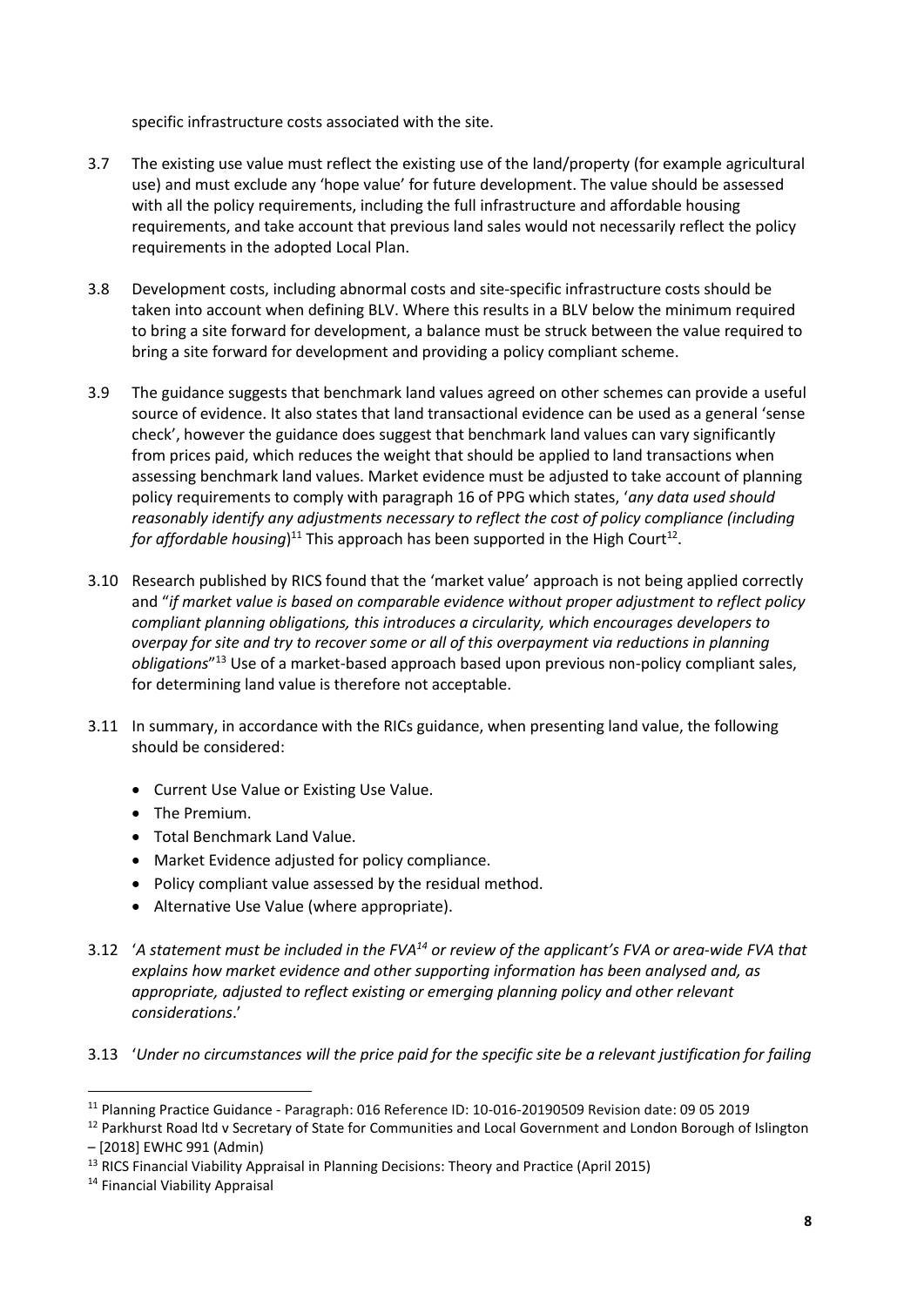specific infrastructure costs associated with the site.

3.7 The existing use value must reflect the existing use of the land/property (for example agricultural use) and must exclude any 'hope value' for future development. The value should be assessed with all the policy requirements, including the full infrastructure and affordable housing requirements, and take account that previous land sales would not necessarily reflect the policy requirements in the adopted Local Plan.

3.8 Development costs, including abnormal costs and site-specific infrastructure costs should be taken into account when defining BLV. Where this results in a BLV below the minimum required to bring a site forward for development, a balance must be struck between the value required to bring a site forward for development and providing a policy compliant scheme.

3.9 The guidance suggests that benchmark land values agreed on other schemes can provide a useful source of evidence. It also states that land transactional evidence can be used as a general 'sense check', however the guidance does suggest that benchmark land values can vary significantly from prices paid, which reduces the weight that should be applied to land transactions when assessing benchmark land values. Market evidence must be adjusted to take account of planning policy requirements to comply with paragraph 16 of PPG which states, '*any data used should reasonably identify any adjustments necessary to reflect the cost of policy compliance (including for affordable housing*)[11] This approach has been supported in the High Court[12].

3.10 Research published by RICS found that the 'market value' approach is not being applied correctly and "*if market value is based on comparable evidence without proper adjustment to reflect policy compliant planning obligations, this introduces a circularity, which encourages developers to overpay for site and try to recover some or all of this overpayment via reductions in planning obligations*"[13] Use of a market-based approach based upon previous non-policy compliant sales, for determining land value is therefore not acceptable.

3.11 In summary, in accordance with the RICs guidance, when presenting land value, the following should be considered:

- Current Use Value or Existing Use Value.
- The Premium.
- Total Benchmark Land Value.
- Market Evidence adjusted for policy compliance.
- Policy compliant value assessed by the residual method.
- Alternative Use Value (where appropriate).

3.12 '*A statement must be included in the FVA[14] or review of the applicant's FVA or area-wide FVA that explains how market evidence and other supporting information has been analysed and, as appropriate, adjusted to reflect existing or emerging planning policy and other relevant considerations*.'

3.13 '*Under no circumstances will the price paid for the specific site be a relevant justification for failing*

---

[11] Planning Practice Guidance - Paragraph: 016 Reference ID: 10-016-20190509 Revision date: 09 05 2019

[12] Parkhurst Road ltd v Secretary of State for Communities and Local Government and London Borough of Islington – [2018] EWHC 991 (Admin)

[13] RICS Financial Viability Appraisal in Planning Decisions: Theory and Practice (April 2015)

[14] Financial Viability Appraisal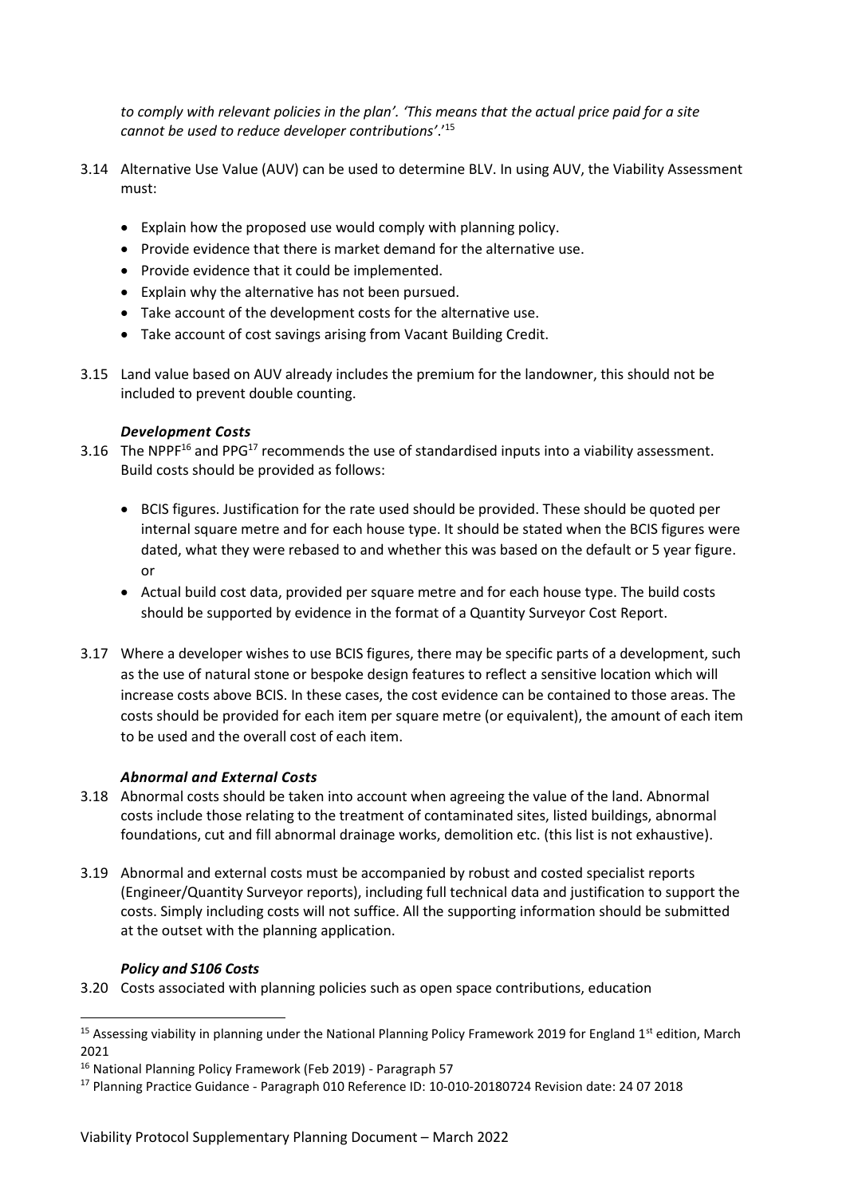*to comply with relevant policies in the plan'. 'This means that the actual price paid for a site cannot be used to reduce developer contributions'.*'[15]

3.14 Alternative Use Value (AUV) can be used to determine BLV. In using AUV, the Viability Assessment must:

- Explain how the proposed use would comply with planning policy.
- Provide evidence that there is market demand for the alternative use.
- Provide evidence that it could be implemented.
- Explain why the alternative has not been pursued.
- Take account of the development costs for the alternative use.
- Take account of cost savings arising from Vacant Building Credit.

3.15 Land value based on AUV already includes the premium for the landowner, this should not be included to prevent double counting.

### *Development Costs*

3.16 The NPPF[16] and PPG[17] recommends the use of standardised inputs into a viability assessment. Build costs should be provided as follows:

- BCIS figures. Justification for the rate used should be provided. These should be quoted per internal square metre and for each house type. It should be stated when the BCIS figures were dated, what they were rebased to and whether this was based on the default or 5 year figure. or
- Actual build cost data, provided per square metre and for each house type. The build costs should be supported by evidence in the format of a Quantity Surveyor Cost Report.

3.17 Where a developer wishes to use BCIS figures, there may be specific parts of a development, such as the use of natural stone or bespoke design features to reflect a sensitive location which will increase costs above BCIS. In these cases, the cost evidence can be contained to those areas. The costs should be provided for each item per square metre (or equivalent), the amount of each item to be used and the overall cost of each item.

### *Abnormal and External Costs*

3.18 Abnormal costs should be taken into account when agreeing the value of the land. Abnormal costs include those relating to the treatment of contaminated sites, listed buildings, abnormal foundations, cut and fill abnormal drainage works, demolition etc. (this list is not exhaustive).

3.19 Abnormal and external costs must be accompanied by robust and costed specialist reports (Engineer/Quantity Surveyor reports), including full technical data and justification to support the costs. Simply including costs will not suffice. All the supporting information should be submitted at the outset with the planning application.

### *Policy and S106 Costs*

3.20 Costs associated with planning policies such as open space contributions, education

---

[15] Assessing viability in planning under the National Planning Policy Framework 2019 for England 1st edition, March 2021

[16] National Planning Policy Framework (Feb 2019) - Paragraph 57

[17] Planning Practice Guidance - Paragraph 010 Reference ID: 10-010-20180724 Revision date: 24 07 2018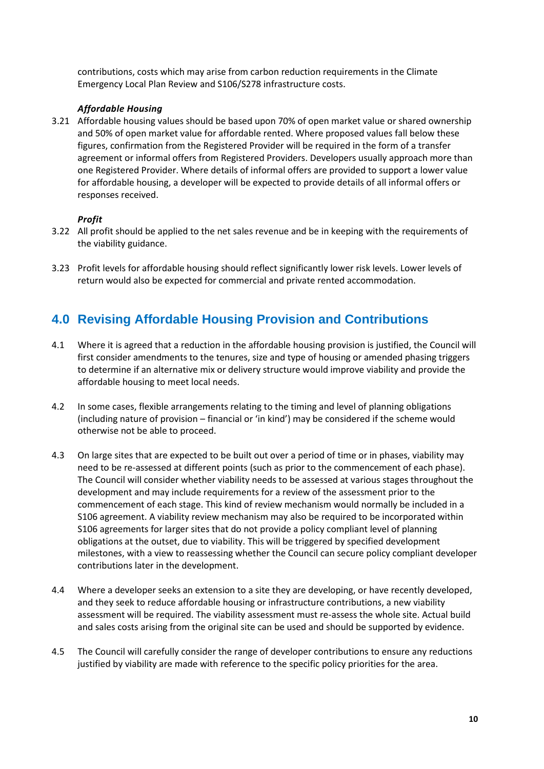contributions, costs which may arise from carbon reduction requirements in the Climate Emergency Local Plan Review and S106/S278 infrastructure costs.

***Affordable Housing***

3.21 Affordable housing values should be based upon 70% of open market value or shared ownership and 50% of open market value for affordable rented. Where proposed values fall below these figures, confirmation from the Registered Provider will be required in the form of a transfer agreement or informal offers from Registered Providers. Developers usually approach more than one Registered Provider. Where details of informal offers are provided to support a lower value for affordable housing, a developer will be expected to provide details of all informal offers or responses received.

***Profit***

3.22 All profit should be applied to the net sales revenue and be in keeping with the requirements of the viability guidance.

3.23 Profit levels for affordable housing should reflect significantly lower risk levels. Lower levels of return would also be expected for commercial and private rented accommodation.

## 4.0 Revising Affordable Housing Provision and Contributions

4.1 Where it is agreed that a reduction in the affordable housing provision is justified, the Council will first consider amendments to the tenures, size and type of housing or amended phasing triggers to determine if an alternative mix or delivery structure would improve viability and provide the affordable housing to meet local needs.

4.2 In some cases, flexible arrangements relating to the timing and level of planning obligations (including nature of provision – financial or 'in kind') may be considered if the scheme would otherwise not be able to proceed.

4.3 On large sites that are expected to be built out over a period of time or in phases, viability may need to be re-assessed at different points (such as prior to the commencement of each phase). The Council will consider whether viability needs to be assessed at various stages throughout the development and may include requirements for a review of the assessment prior to the commencement of each stage. This kind of review mechanism would normally be included in a S106 agreement. A viability review mechanism may also be required to be incorporated within S106 agreements for larger sites that do not provide a policy compliant level of planning obligations at the outset, due to viability. This will be triggered by specified development milestones, with a view to reassessing whether the Council can secure policy compliant developer contributions later in the development.

4.4 Where a developer seeks an extension to a site they are developing, or have recently developed, and they seek to reduce affordable housing or infrastructure contributions, a new viability assessment will be required. The viability assessment must re-assess the whole site. Actual build and sales costs arising from the original site can be used and should be supported by evidence.

4.5 The Council will carefully consider the range of developer contributions to ensure any reductions justified by viability are made with reference to the specific policy priorities for the area.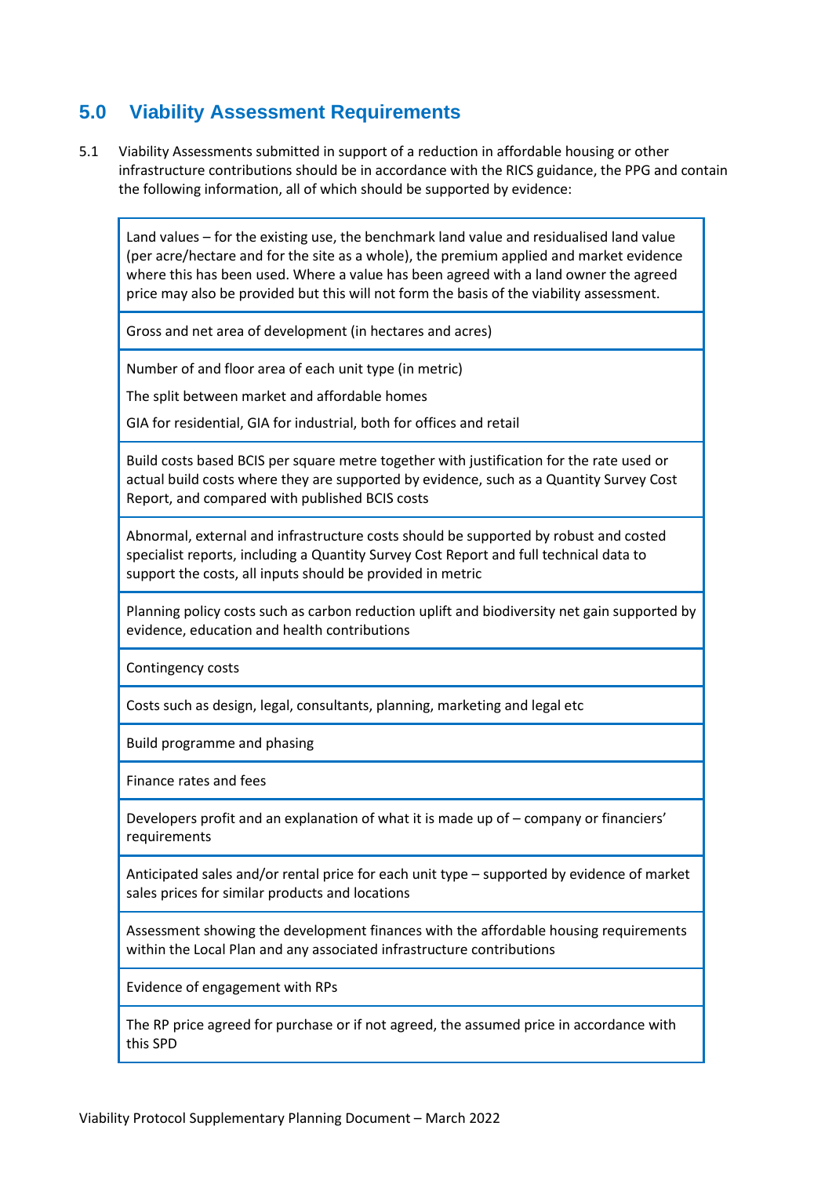## 5.0 Viability Assessment Requirements

5.1 Viability Assessments submitted in support of a reduction in affordable housing or other infrastructure contributions should be in accordance with the RICS guidance, the PPG and contain the following information, all of which should be supported by evidence:

| |
|---|
| Land values – for the existing use, the benchmark land value and residualised land value (per acre/hectare and for the site as a whole), the premium applied and market evidence where this has been used. Where a value has been agreed with a land owner the agreed price may also be provided but this will not form the basis of the viability assessment. |
| Gross and net area of development (in hectares and acres) |
| Number of and floor area of each unit type (in metric)<br>The split between market and affordable homes<br>GIA for residential, GIA for industrial, both for offices and retail |
| Build costs based BCIS per square metre together with justification for the rate used or actual build costs where they are supported by evidence, such as a Quantity Survey Cost Report, and compared with published BCIS costs |
| Abnormal, external and infrastructure costs should be supported by robust and costed specialist reports, including a Quantity Survey Cost Report and full technical data to support the costs, all inputs should be provided in metric |
| Planning policy costs such as carbon reduction uplift and biodiversity net gain supported by evidence, education and health contributions |
| Contingency costs |
| Costs such as design, legal, consultants, planning, marketing and legal etc |
| Build programme and phasing |
| Finance rates and fees |
| Developers profit and an explanation of what it is made up of – company or financiers' requirements |
| Anticipated sales and/or rental price for each unit type – supported by evidence of market sales prices for similar products and locations |
| Assessment showing the development finances with the affordable housing requirements within the Local Plan and any associated infrastructure contributions |
| Evidence of engagement with RPs |
| The RP price agreed for purchase or if not agreed, the assumed price in accordance with this SPD |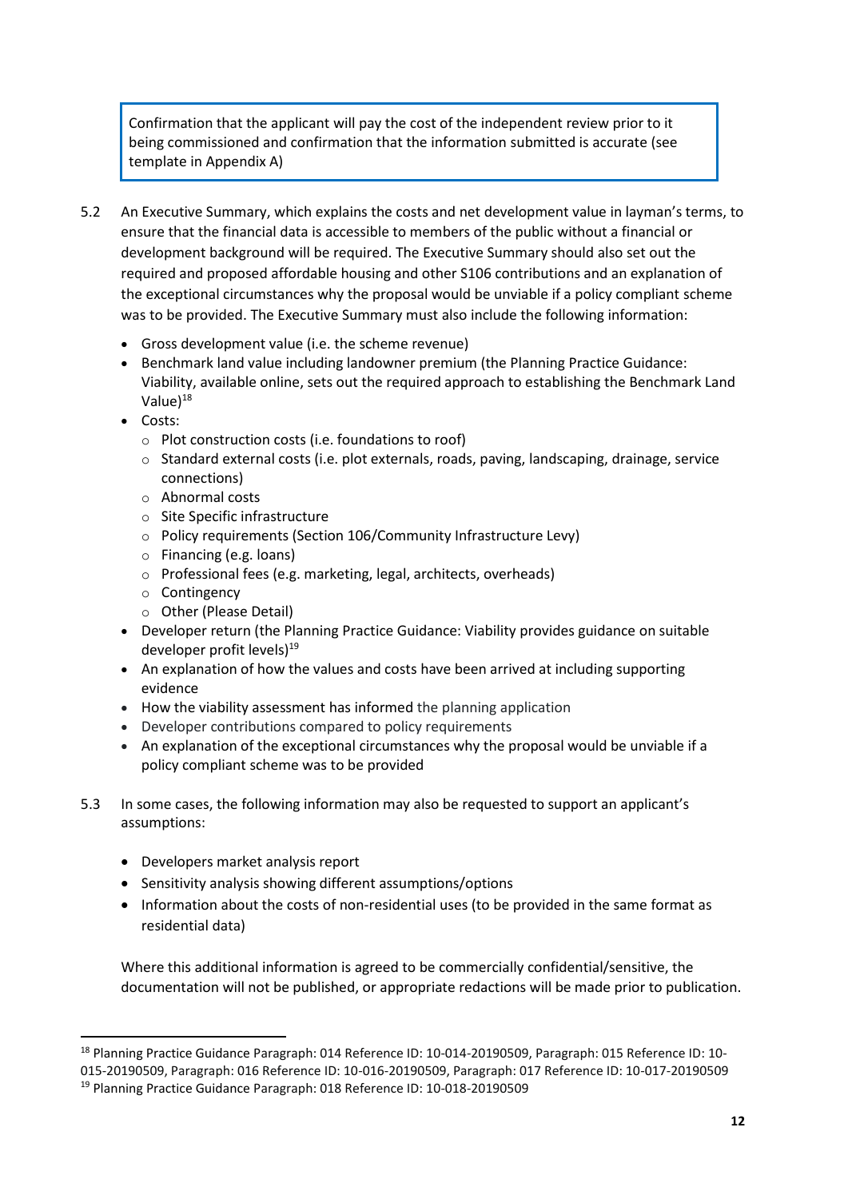> Confirmation that the applicant will pay the cost of the independent review prior to it being commissioned and confirmation that the information submitted is accurate (see template in Appendix A)

5.2 An Executive Summary, which explains the costs and net development value in layman's terms, to ensure that the financial data is accessible to members of the public without a financial or development background will be required. The Executive Summary should also set out the required and proposed affordable housing and other S106 contributions and an explanation of the exceptional circumstances why the proposal would be unviable if a policy compliant scheme was to be provided. The Executive Summary must also include the following information:

- Gross development value (i.e. the scheme revenue)
- Benchmark land value including landowner premium (the Planning Practice Guidance: Viability, available online, sets out the required approach to establishing the Benchmark Land Value)[18]
- Costs:
  - Plot construction costs (i.e. foundations to roof)
  - Standard external costs (i.e. plot externals, roads, paving, landscaping, drainage, service connections)
  - Abnormal costs
  - Site Specific infrastructure
  - Policy requirements (Section 106/Community Infrastructure Levy)
  - Financing (e.g. loans)
  - Professional fees (e.g. marketing, legal, architects, overheads)
  - Contingency
  - Other (Please Detail)
- Developer return (the Planning Practice Guidance: Viability provides guidance on suitable developer profit levels)[19]
- An explanation of how the values and costs have been arrived at including supporting evidence
- How the viability assessment has informed the planning application
- Developer contributions compared to policy requirements
- An explanation of the exceptional circumstances why the proposal would be unviable if a policy compliant scheme was to be provided

5.3 In some cases, the following information may also be requested to support an applicant's assumptions:

- Developers market analysis report
- Sensitivity analysis showing different assumptions/options
- Information about the costs of non-residential uses (to be provided in the same format as residential data)

Where this additional information is agreed to be commercially confidential/sensitive, the documentation will not be published, or appropriate redactions will be made prior to publication.

---

[18] Planning Practice Guidance Paragraph: 014 Reference ID: 10-014-20190509, Paragraph: 015 Reference ID: 10-015-20190509, Paragraph: 016 Reference ID: 10-016-20190509, Paragraph: 017 Reference ID: 10-017-20190509

[19] Planning Practice Guidance Paragraph: 018 Reference ID: 10-018-20190509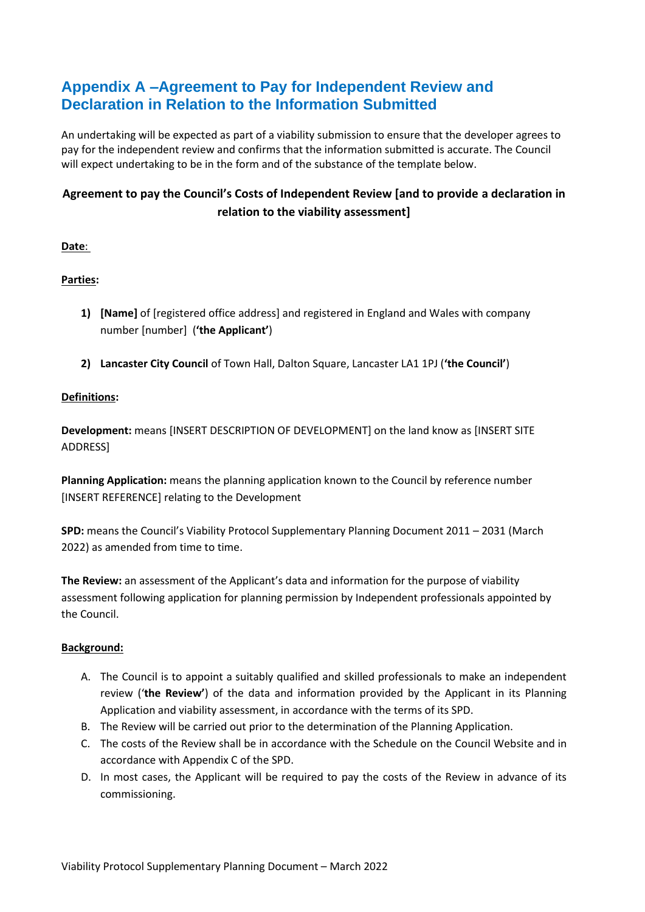## Appendix A –Agreement to Pay for Independent Review and Declaration in Relation to the Information Submitted

An undertaking will be expected as part of a viability submission to ensure that the developer agrees to pay for the independent review and confirms that the information submitted is accurate. The Council will expect undertaking to be in the form and of the substance of the template below.

**Agreement to pay the Council's Costs of Independent Review [and to provide a declaration in relation to the viability assessment]**

**Date**:

**Parties:**

1) **[Name]** of [registered office address] and registered in England and Wales with company number [number] (**'the Applicant'**)

2) **Lancaster City Council** of Town Hall, Dalton Square, Lancaster LA1 1PJ (**'the Council'**)

**Definitions:**

**Development:** means [INSERT DESCRIPTION OF DEVELOPMENT] on the land know as [INSERT SITE ADDRESS]

**Planning Application:** means the planning application known to the Council by reference number [INSERT REFERENCE] relating to the Development

**SPD:** means the Council's Viability Protocol Supplementary Planning Document 2011 – 2031 (March 2022) as amended from time to time.

**The Review:** an assessment of the Applicant's data and information for the purpose of viability assessment following application for planning permission by Independent professionals appointed by the Council.

**Background:**

A. The Council is to appoint a suitably qualified and skilled professionals to make an independent review ('**the Review'**) of the data and information provided by the Applicant in its Planning Application and viability assessment, in accordance with the terms of its SPD.
B. The Review will be carried out prior to the determination of the Planning Application.
C. The costs of the Review shall be in accordance with the Schedule on the Council Website and in accordance with Appendix C of the SPD.
D. In most cases, the Applicant will be required to pay the costs of the Review in advance of its commissioning.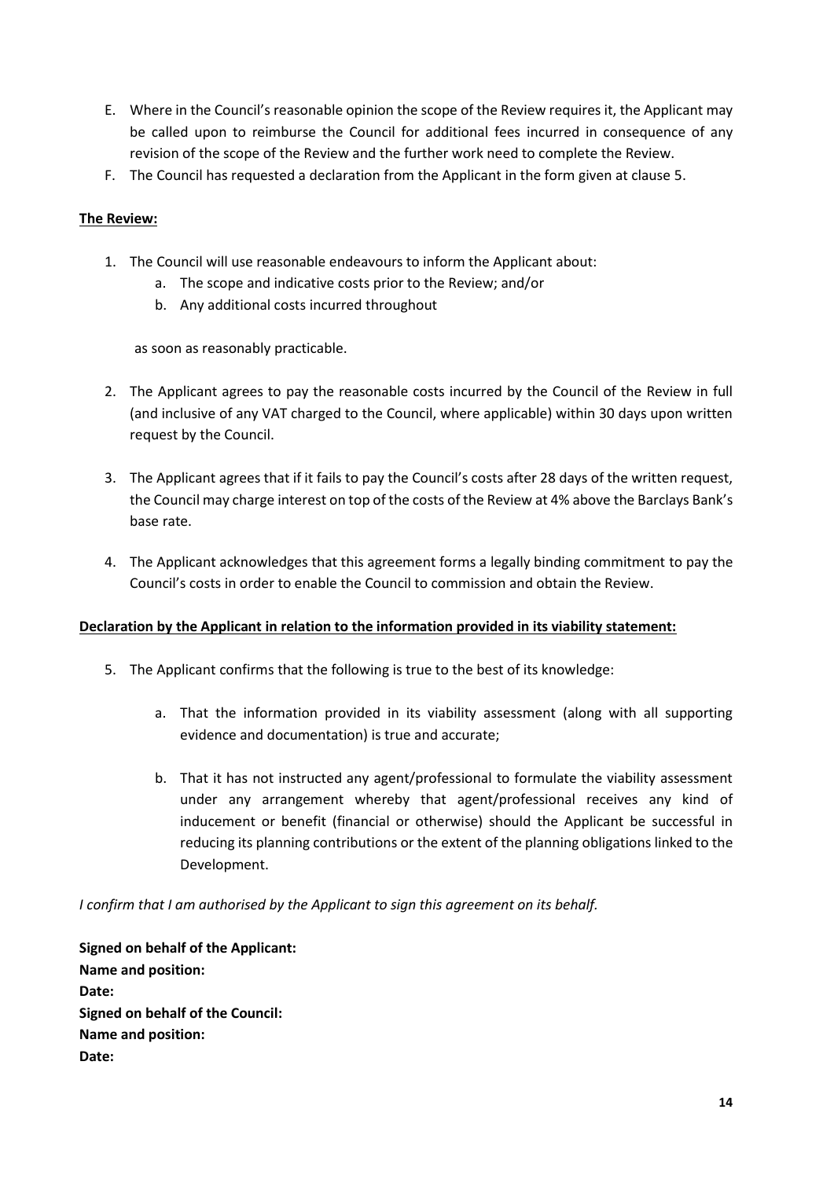E. Where in the Council's reasonable opinion the scope of the Review requires it, the Applicant may be called upon to reimburse the Council for additional fees incurred in consequence of any revision of the scope of the Review and the further work need to complete the Review.
F. The Council has requested a declaration from the Applicant in the form given at clause 5.

**The Review:**

1. The Council will use reasonable endeavours to inform the Applicant about:
   a. The scope and indicative costs prior to the Review; and/or
   b. Any additional costs incurred throughout

   as soon as reasonably practicable.

2. The Applicant agrees to pay the reasonable costs incurred by the Council of the Review in full (and inclusive of any VAT charged to the Council, where applicable) within 30 days upon written request by the Council.

3. The Applicant agrees that if it fails to pay the Council's costs after 28 days of the written request, the Council may charge interest on top of the costs of the Review at 4% above the Barclays Bank's base rate.

4. The Applicant acknowledges that this agreement forms a legally binding commitment to pay the Council's costs in order to enable the Council to commission and obtain the Review.

**Declaration by the Applicant in relation to the information provided in its viability statement:**

5. The Applicant confirms that the following is true to the best of its knowledge:

   a. That the information provided in its viability assessment (along with all supporting evidence and documentation) is true and accurate;

   b. That it has not instructed any agent/professional to formulate the viability assessment under any arrangement whereby that agent/professional receives any kind of inducement or benefit (financial or otherwise) should the Applicant be successful in reducing its planning contributions or the extent of the planning obligations linked to the Development.

*I confirm that I am authorised by the Applicant to sign this agreement on its behalf.*

**Signed on behalf of the Applicant:**
**Name and position:**
**Date:**
**Signed on behalf of the Council:**
**Name and position:**
**Date:**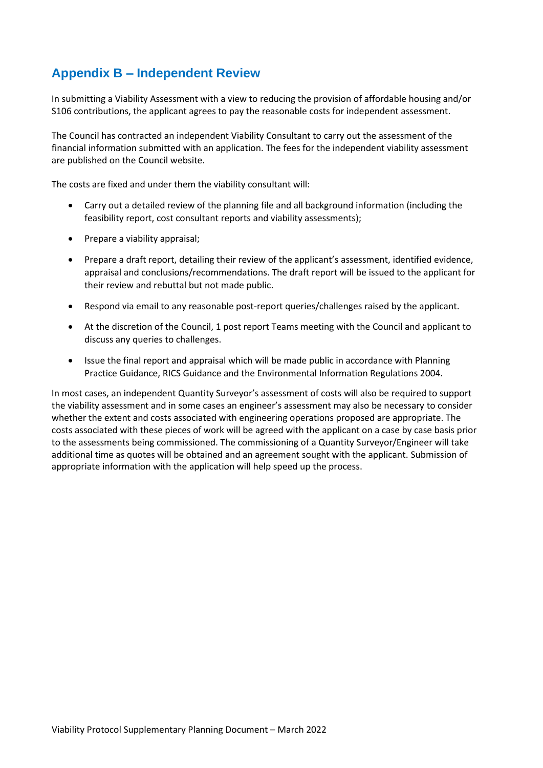## Appendix B – Independent Review

In submitting a Viability Assessment with a view to reducing the provision of affordable housing and/or S106 contributions, the applicant agrees to pay the reasonable costs for independent assessment.

The Council has contracted an independent Viability Consultant to carry out the assessment of the financial information submitted with an application. The fees for the independent viability assessment are published on the Council website.

The costs are fixed and under them the viability consultant will:

- Carry out a detailed review of the planning file and all background information (including the feasibility report, cost consultant reports and viability assessments);
- Prepare a viability appraisal;
- Prepare a draft report, detailing their review of the applicant's assessment, identified evidence, appraisal and conclusions/recommendations. The draft report will be issued to the applicant for their review and rebuttal but not made public.
- Respond via email to any reasonable post-report queries/challenges raised by the applicant.
- At the discretion of the Council, 1 post report Teams meeting with the Council and applicant to discuss any queries to challenges.
- Issue the final report and appraisal which will be made public in accordance with Planning Practice Guidance, RICS Guidance and the Environmental Information Regulations 2004.

In most cases, an independent Quantity Surveyor's assessment of costs will also be required to support the viability assessment and in some cases an engineer's assessment may also be necessary to consider whether the extent and costs associated with engineering operations proposed are appropriate. The costs associated with these pieces of work will be agreed with the applicant on a case by case basis prior to the assessments being commissioned. The commissioning of a Quantity Surveyor/Engineer will take additional time as quotes will be obtained and an agreement sought with the applicant. Submission of appropriate information with the application will help speed up the process.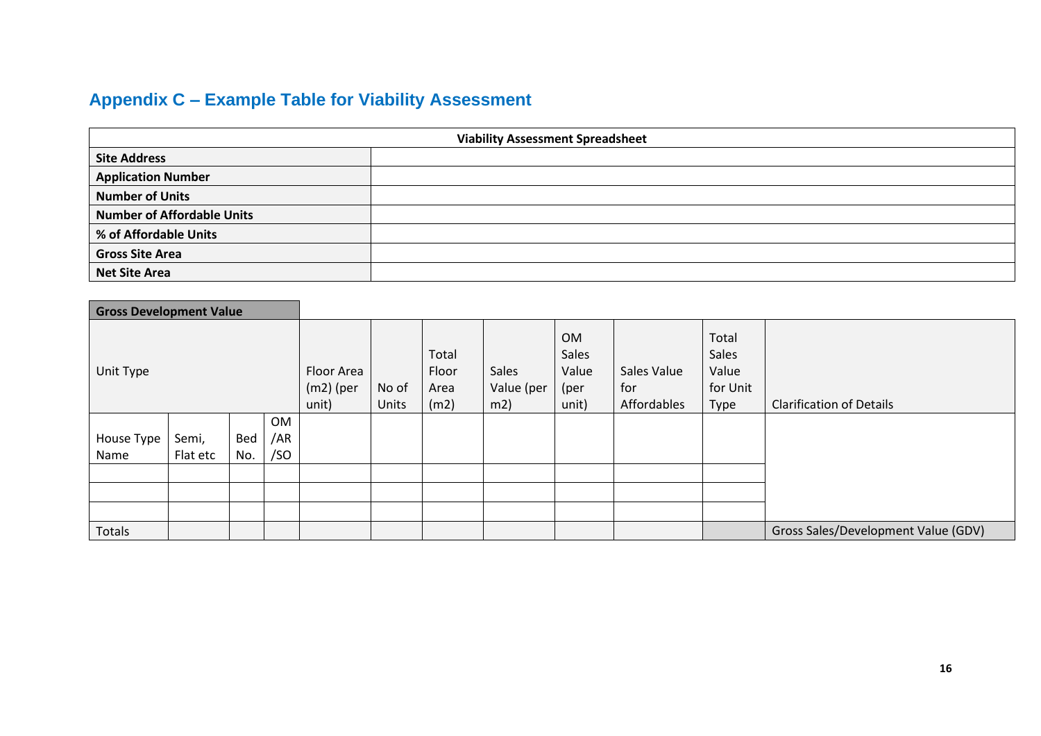## Appendix C – Example Table for Viability Assessment

| Viability Assessment Spreadsheet | |
|---|---|
| **Site Address** | |
| **Application Number** | |
| **Number of Units** | |
| **Number of Affordable Units** | |
| **% of Affordable Units** | |
| **Gross Site Area** | |
| **Net Site Area** | |

| **Gross Development Value** | | | | | | | | | | | |
|---|---|---|---|---|---|---|---|---|---|---|---|
| Unit Type | | | | Floor Area (m2) (per unit) | No of Units | Total Floor Area (m2) | Sales Value (per m2) | OM Sales Value (per unit) | Sales Value for Affordables | Total Sales Value for Unit Type | Clarification of Details |
| House Type Name | Semi, Flat etc | Bed No. | OM /AR /SO | | | | | | | | |
| | | | | | | | | | | | |
| | | | | | | | | | | | |
| | | | | | | | | | | | |
| Totals | | | | | | | | | | | Gross Sales/Development Value (GDV) |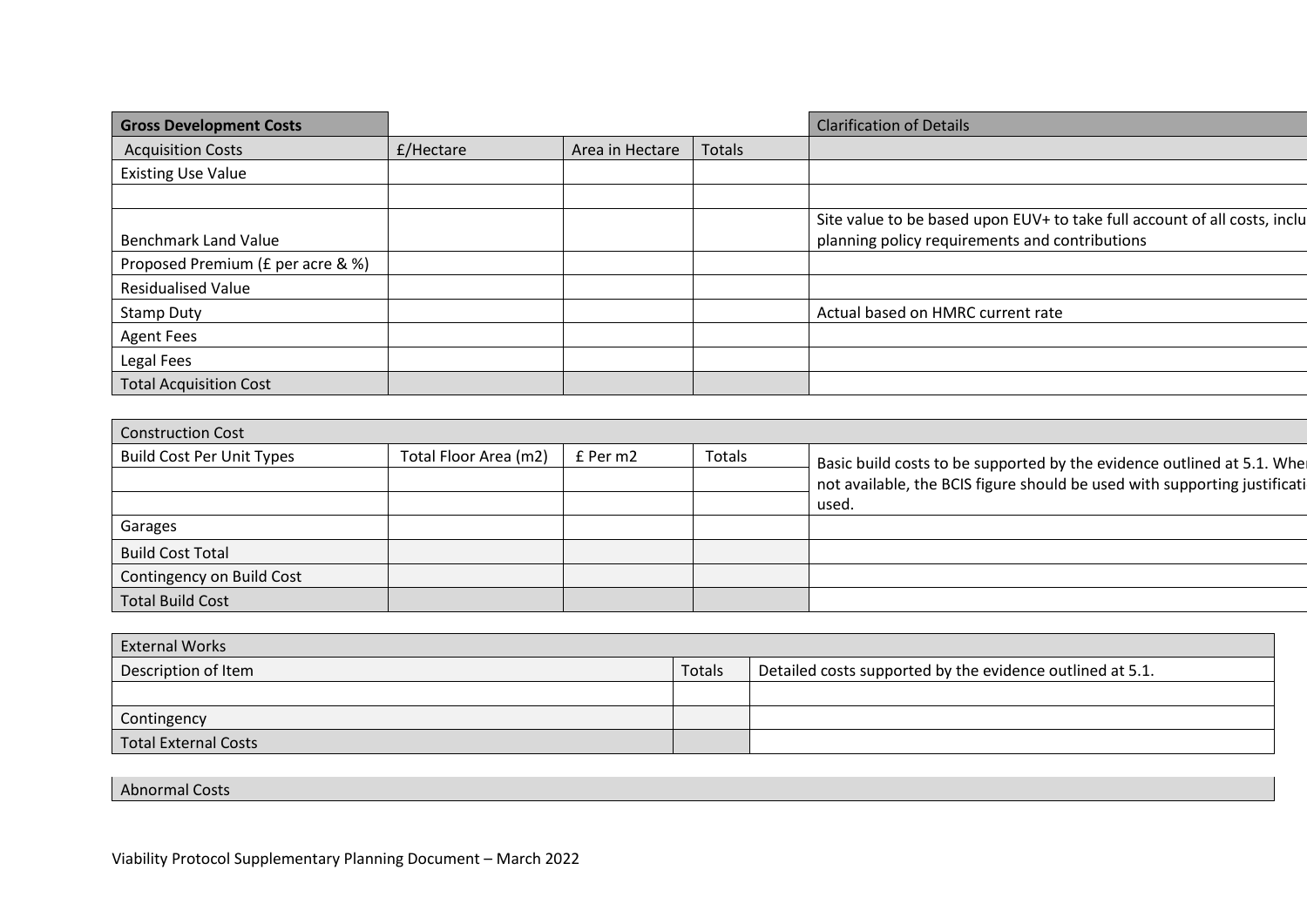| Gross Development Costs | | | | Clarification of Details |
|---|---|---|---|---|
| Acquisition Costs | £/Hectare | Area in Hectare | Totals | |
| Existing Use Value | | | | |
| | | | | |
| Benchmark Land Value | | | | Site value to be based upon EUV+ to take full account of all costs, inclu planning policy requirements and contributions |
| Proposed Premium (£ per acre & %) | | | | |
| Residualised Value | | | | |
| Stamp Duty | | | | Actual based on HMRC current rate |
| Agent Fees | | | | |
| Legal Fees | | | | |
| Total Acquisition Cost | | | | |

| Construction Cost | | | | |
|---|---|---|---|---|
| Build Cost Per Unit Types | Total Floor Area (m2) | £ Per m2 | Totals | Basic build costs to be supported by the evidence outlined at 5.1. Whe not available, the BCIS figure should be used with supporting justificati used. |
| | | | | |
| | | | | |
| Garages | | | | |
| Build Cost Total | | | | |
| Contingency on Build Cost | | | | |
| Total Build Cost | | | | |

| External Works | | |
|---|---|---|
| Description of Item | Totals | Detailed costs supported by the evidence outlined at 5.1. |
| | | |
| Contingency | | |
| Total External Costs | | |

| Abnormal Costs |
|---|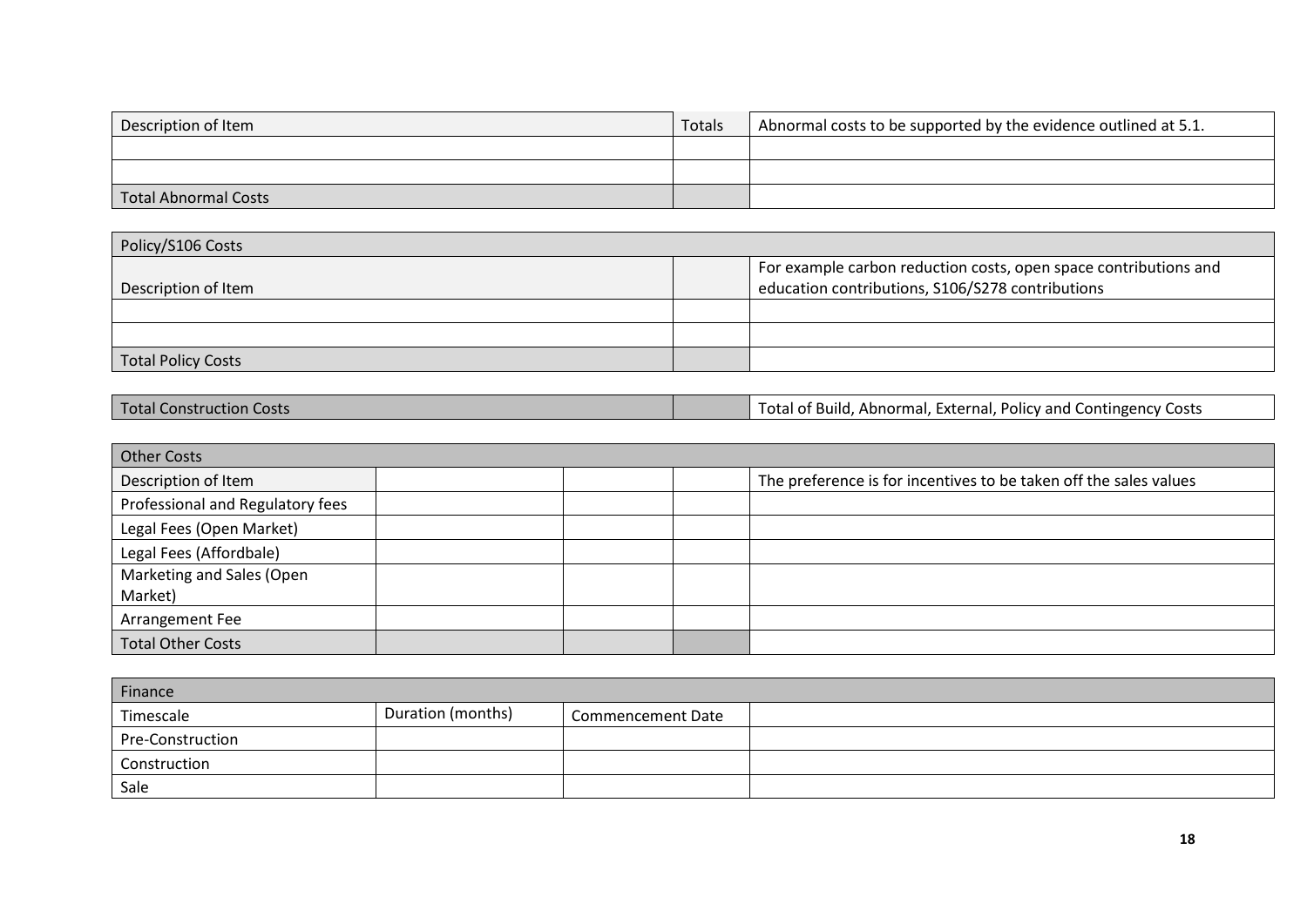| Description of Item | Totals | Abnormal costs to be supported by the evidence outlined at 5.1. |
| --- | --- | --- |
| | | |
| | | |
| Total Abnormal Costs | | |

| Policy/S106 Costs | | |
| --- | --- | --- |
| Description of Item | | For example carbon reduction costs, open space contributions and education contributions, S106/S278 contributions |
| | | |
| | | |
| Total Policy Costs | | |

| Total Construction Costs | | Total of Build, Abnormal, External, Policy and Contingency Costs |
| --- | --- | --- |

| Other Costs | | | | |
| --- | --- | --- | --- | --- |
| Description of Item | | | | The preference is for incentives to be taken off the sales values |
| Professional and Regulatory fees | | | | |
| Legal Fees (Open Market) | | | | |
| Legal Fees (Affordbale) | | | | |
| Marketing and Sales (Open Market) | | | | |
| Arrangement Fee | | | | |
| Total Other Costs | | | | |

| Finance | | | |
| --- | --- | --- | --- |
| Timescale | Duration (months) | Commencement Date | |
| Pre-Construction | | | |
| Construction | | | |
| Sale | | | |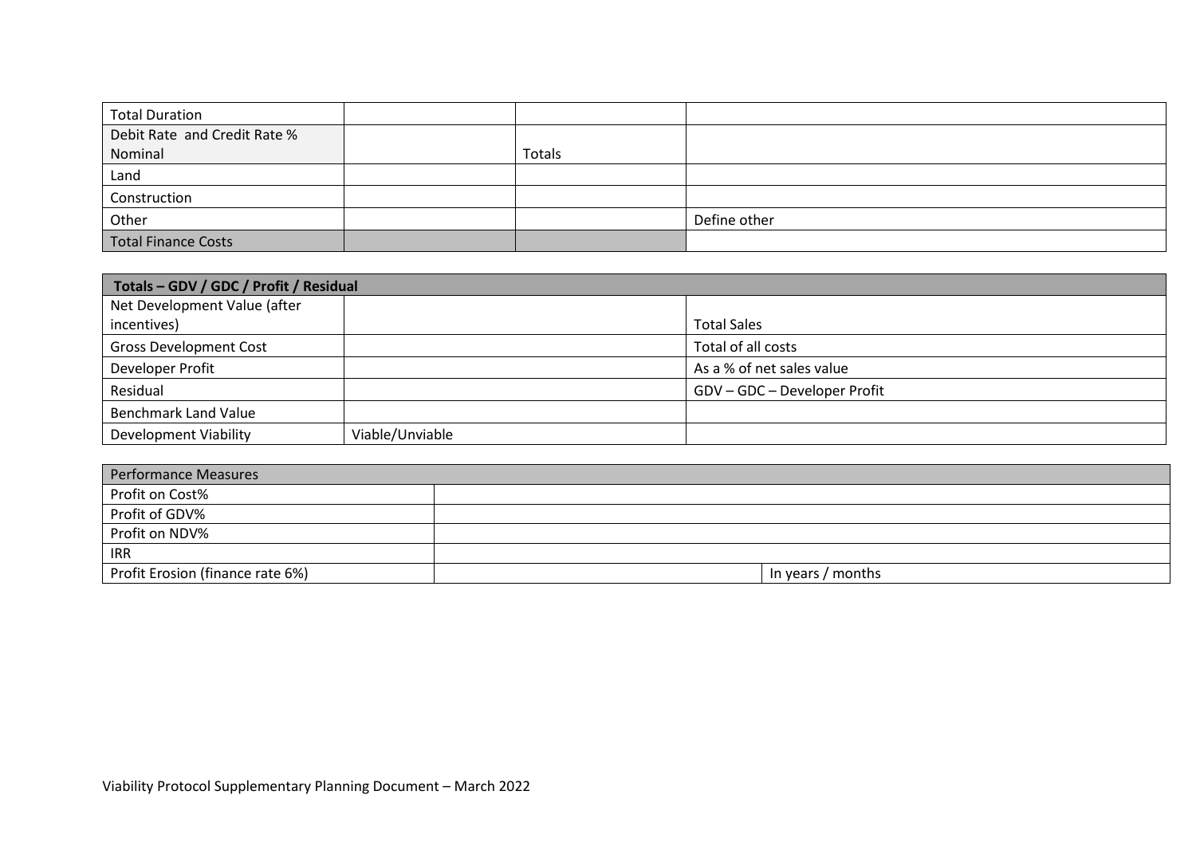| | | | |
|---|---|---|---|
| Total Duration | | | |
| Debit Rate and Credit Rate % Nominal | | Totals | |
| Land | | | |
| Construction | | | |
| Other | | | Define other |
| Total Finance Costs | | | |

| Totals – GDV / GDC / Profit / Residual | | |
|---|---|---|
| Net Development Value (after incentives) | | Total Sales |
| Gross Development Cost | | Total of all costs |
| Developer Profit | | As a % of net sales value |
| Residual | | GDV – GDC – Developer Profit |
| Benchmark Land Value | | |
| Development Viability | Viable/Unviable | |

| Performance Measures | | |
|---|---|---|
| Profit on Cost% | | |
| Profit of GDV% | | |
| Profit on NDV% | | |
| IRR | | |
| Profit Erosion (finance rate 6%) | | In years / months |